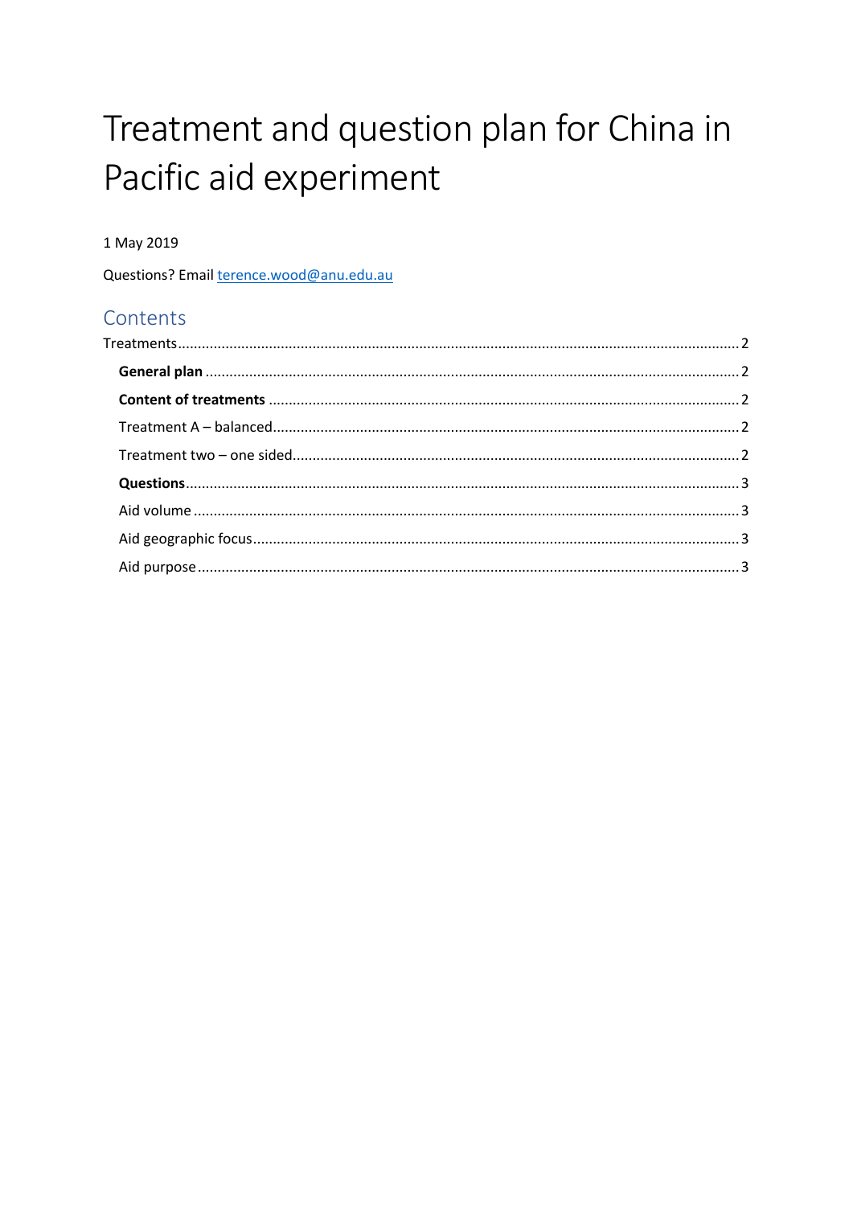# Treatment and question plan for China in Pacific aid experiment

1 May 2019

Questions? Email terence.wood@anu.edu.au

## Contents

Treatments........................................................................................................................................2

**General plan** .................................................................................................................................2

**Content of treatments** ..................................................................................................................2

Treatment A – balanced.....................................................................................................................2

Treatment two – one sided.................................................................................................................2

**Questions**......................................................................................................................................3

Aid volume ........................................................................................................................................3

Aid geographic focus..........................................................................................................................3

Aid purpose .......................................................................................................................................3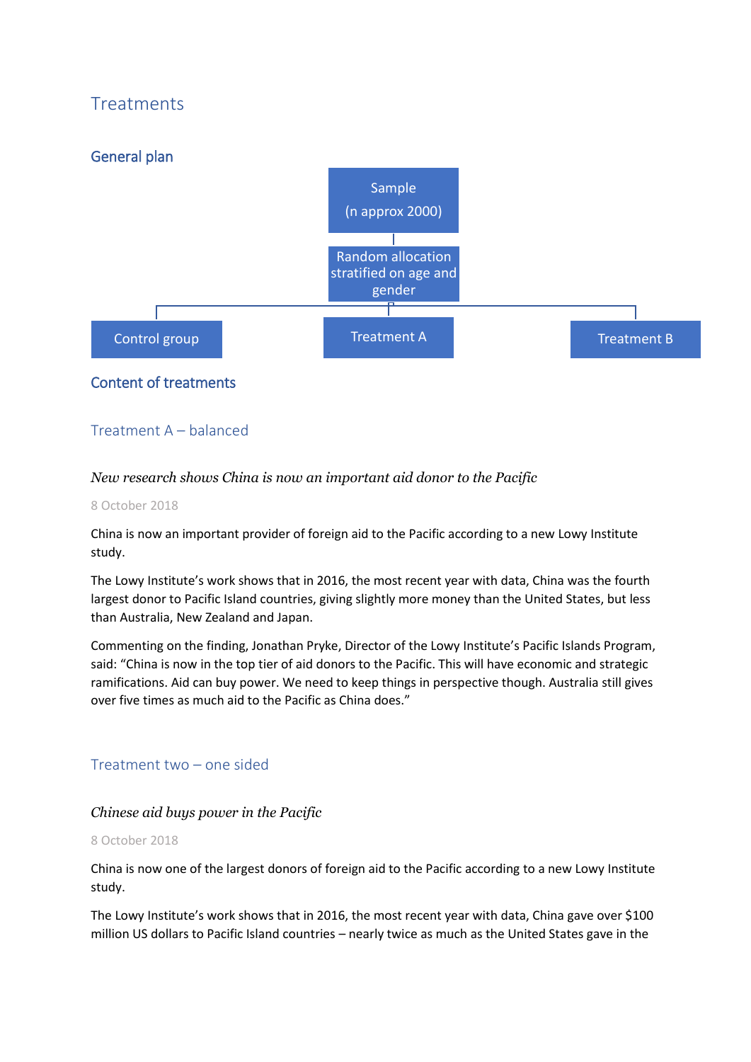# Treatments

## General plan

Sample
(n approx 2000)

Random allocation stratified on age and gender

Control group | Treatment A | Treatment B

## Content of treatments

### Treatment A – balanced

*New research shows China is now an important aid donor to the Pacific*

8 October 2018

China is now an important provider of foreign aid to the Pacific according to a new Lowy Institute study.

The Lowy Institute's work shows that in 2016, the most recent year with data, China was the fourth largest donor to Pacific Island countries, giving slightly more money than the United States, but less than Australia, New Zealand and Japan.

Commenting on the finding, Jonathan Pryke, Director of the Lowy Institute's Pacific Islands Program, said: "China is now in the top tier of aid donors to the Pacific. This will have economic and strategic ramifications. Aid can buy power. We need to keep things in perspective though. Australia still gives over five times as much aid to the Pacific as China does."

### Treatment two – one sided

*Chinese aid buys power in the Pacific*

8 October 2018

China is now one of the largest donors of foreign aid to the Pacific according to a new Lowy Institute study.

The Lowy Institute's work shows that in 2016, the most recent year with data, China gave over $100 million US dollars to Pacific Island countries – nearly twice as much as the United States gave in the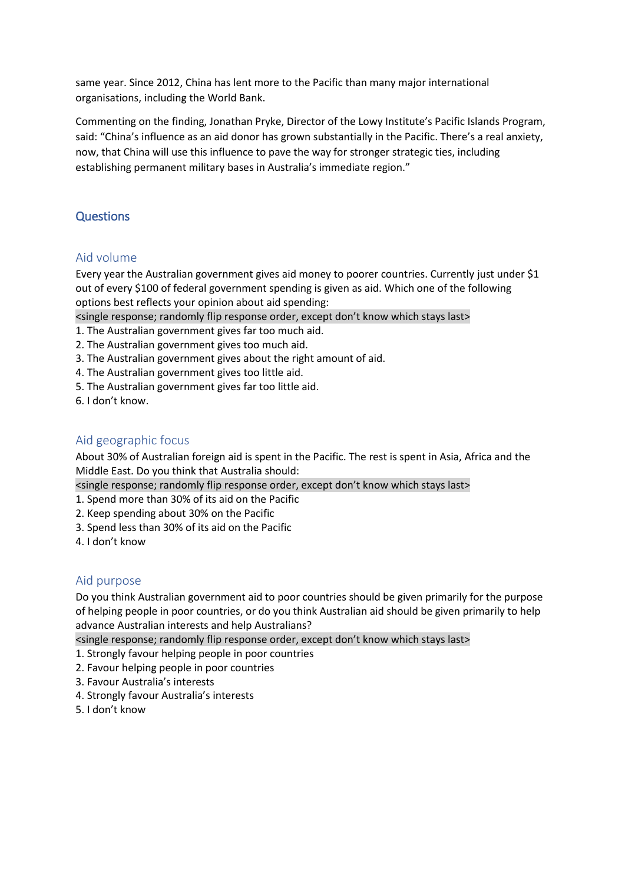same year. Since 2012, China has lent more to the Pacific than many major international organisations, including the World Bank.

Commenting on the finding, Jonathan Pryke, Director of the Lowy Institute's Pacific Islands Program, said: "China's influence as an aid donor has grown substantially in the Pacific. There's a real anxiety, now, that China will use this influence to pave the way for stronger strategic ties, including establishing permanent military bases in Australia's immediate region."

## Questions

### Aid volume

Every year the Australian government gives aid money to poorer countries. Currently just under $1 out of every $100 of federal government spending is given as aid. Which one of the following options best reflects your opinion about aid spending:

<single response; randomly flip response order, except don't know which stays last>

1. The Australian government gives far too much aid.
2. The Australian government gives too much aid.
3. The Australian government gives about the right amount of aid.
4. The Australian government gives too little aid.
5. The Australian government gives far too little aid.
6. I don't know.

### Aid geographic focus

About 30% of Australian foreign aid is spent in the Pacific. The rest is spent in Asia, Africa and the Middle East. Do you think that Australia should:

<single response; randomly flip response order, except don't know which stays last>

1. Spend more than 30% of its aid on the Pacific
2. Keep spending about 30% on the Pacific
3. Spend less than 30% of its aid on the Pacific
4. I don't know

### Aid purpose

Do you think Australian government aid to poor countries should be given primarily for the purpose of helping people in poor countries, or do you think Australian aid should be given primarily to help advance Australian interests and help Australians?

<single response; randomly flip response order, except don't know which stays last>

1. Strongly favour helping people in poor countries
2. Favour helping people in poor countries
3. Favour Australia's interests
4. Strongly favour Australia's interests
5. I don't know